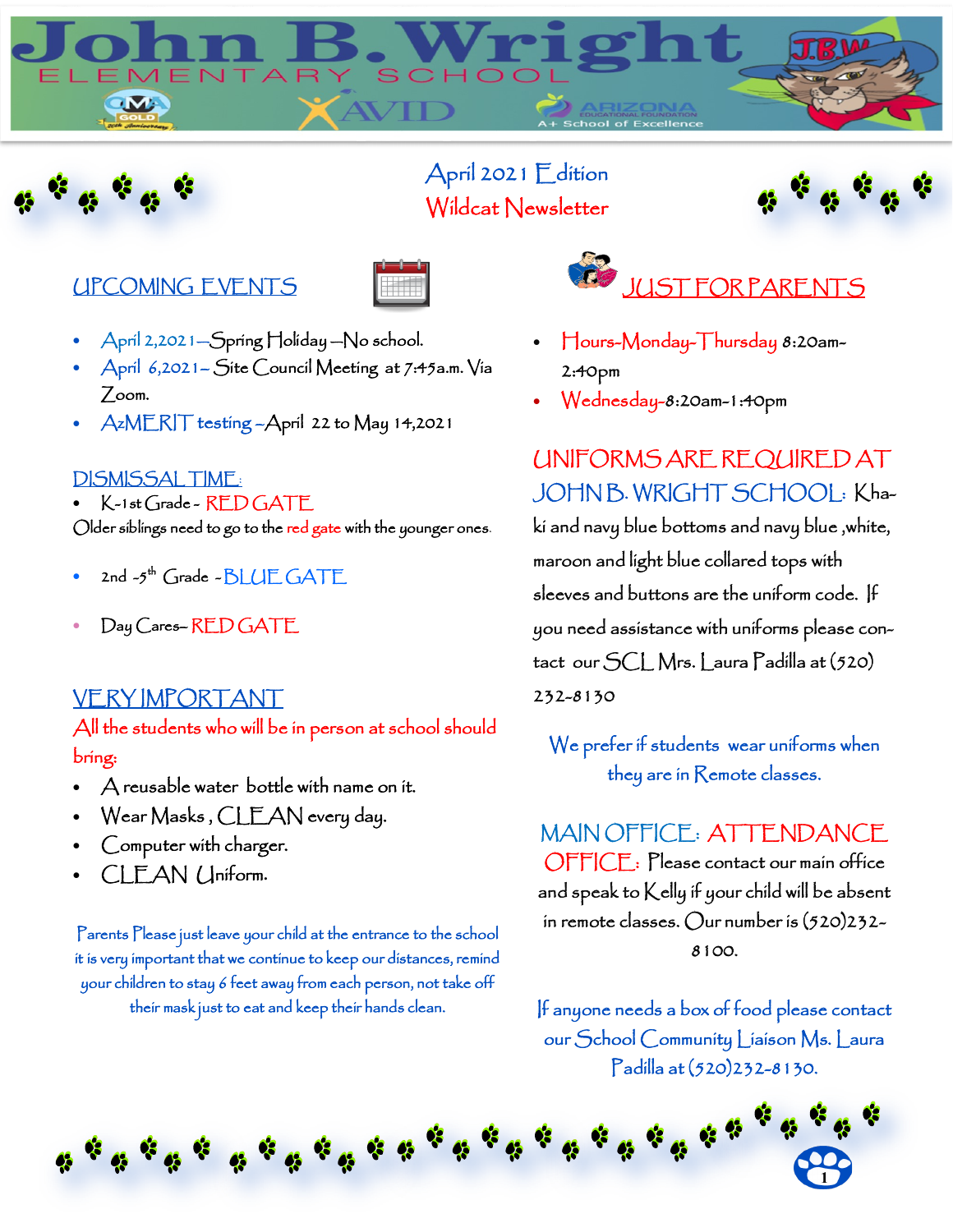# John B. Wright

ELEMENTARY SCHOOL

AVID

ARIZONA EDUCATIONAL FOUNDATION A+ School of Excellence

## April 2021 Edition
## Wildcat Newsletter

## UPCOMING EVENTS

- April 2,2021—Spring Holiday —No school.
- April 6,2021– Site Council Meeting at 7:45a.m. Via Zoom.
- AzMERIT testing –April 22 to May 14,2021

## DISMISSAL TIME:

- K-1st Grade - RED GATE

Older siblings need to go to the red gate with the younger ones.

- 2nd -5th Grade - BLUE GATE
- Day Cares– RED GATE

## VERY IMPORTANT

All the students who will be in person at school should bring:

- A reusable water bottle with name on it.
- Wear Masks , CLEAN every day.
- Computer with charger.
- CLEAN Uniform.

Parents Please just leave your child at the entrance to the school it is very important that we continue to keep our distances, remind your children to stay 6 feet away from each person, not take off their mask just to eat and keep their hands clean.

## JUST FOR PARENTS

- Hours-Monday-Thursday 8:20am-2:40pm
- Wednesday-8:20am-1:40pm

## UNIFORMS ARE REQUIRED AT JOHN B. WRIGHT SCHOOL:

Khaki and navy blue bottoms and navy blue ,white, maroon and light blue collared tops with sleeves and buttons are the uniform code. If you need assistance with uniforms please contact our SCL Mrs. Laura Padilla at (520) 232-8130

We prefer if students wear uniforms when they are in Remote classes.

## MAIN OFFICE: ATTENDANCE OFFICE:

Please contact our main office and speak to Kelly if your child will be absent in remote classes. Our number is (520)232-8100.

If anyone needs a box of food please contact our School Community Liaison Ms. Laura Padilla at (520)232-8130.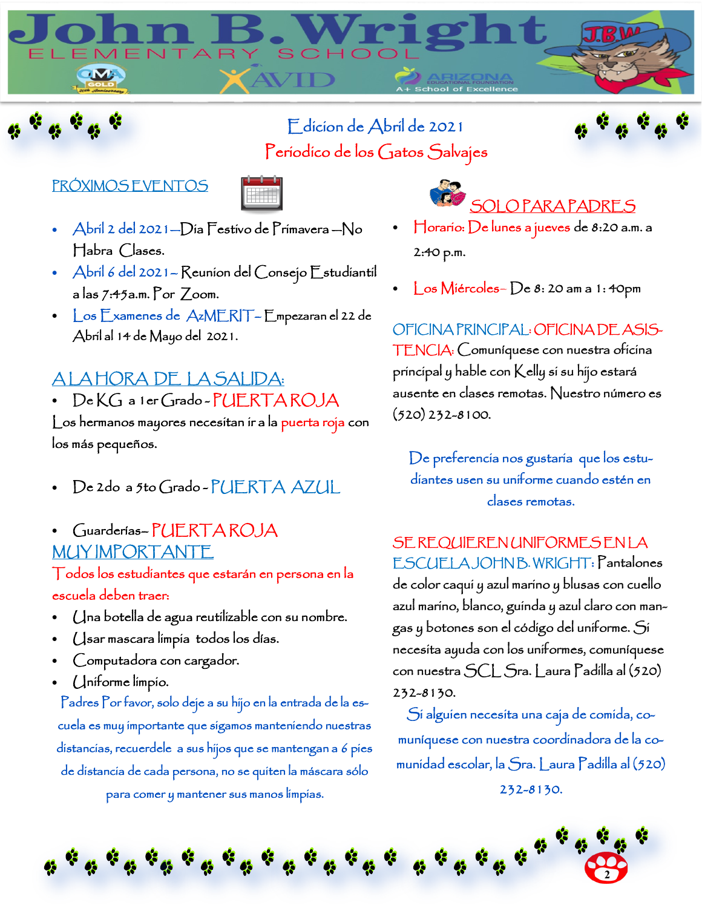# John B. Wright Elementary School

## Edicion de Abril de 2021
## Periodico de los Gatos Salvajes

### PRÓXIMOS EVENTOS

- Abril 2 del 2021—Dia Festivo de Primavera —No Habra Clases.
- Abril 6 del 2021– Reunion del Consejo Estudiantil a las 7:45a.m. Por Zoom.
- Los Examenes de AzMERIT– Empezaran el 22 de Abril al 14 de Mayo del 2021.

### A LA HORA DE LA SALIDA:

- De KG a 1er Grado - PUERTA ROJA

Los hermanos mayores necesitan ir a la puerta roja con los más pequeños.

- De 2do a 5to Grado - PUERTA AZUL

- Guarderías– PUERTA ROJA

### MUY IMPORTANTE

Todos los estudiantes que estarán en persona en la escuela deben traer:

- Una botella de agua reutilizable con su nombre.
- Usar mascara limpia todos los días.
- Computadora con cargador.
- Uniforme limpio.

Padres Por favor, solo deje a su hijo en la entrada de la escuela es muy importante que sigamos manteniendo nuestras distancias, recuerdele a sus hijos que se mantengan a 6 pies de distancia de cada persona, no se quiten la máscara sólo para comer y mantener sus manos limpias.

### SOLO PARA PADRES

- Horario: De lunes a jueves de 8:20 a.m. a 2:40 p.m.
- Los Miércoles– De 8: 20 am a 1: 40pm

**OFICINA PRINCIPAL: OFICINA DE ASISTENCIA:** Comuníquese con nuestra oficina principal y hable con Kelly si su hijo estará ausente en clases remotas. Nuestro número es (520) 232-8100.

De preferencia nos gustaria que los estudiantes usen su uniforme cuando estén en clases remotas.

**SE REQUIEREN UNIFORMES EN LA ESCUELA JOHN B. WRIGHT:** Pantalones de color caquí y azul marino y blusas con cuello azul marino, blanco, guinda y azul claro con mangas y botones son el código del uniforme. Si necesita ayuda con los uniformes, comuníquese con nuestra SCL Sra. Laura Padilla al (520) 232-8130.

Si alguien necesita una caja de comida, comuníquese con nuestra coordinadora de la comunidad escolar, la Sra. Laura Padilla al (520) 232-8130.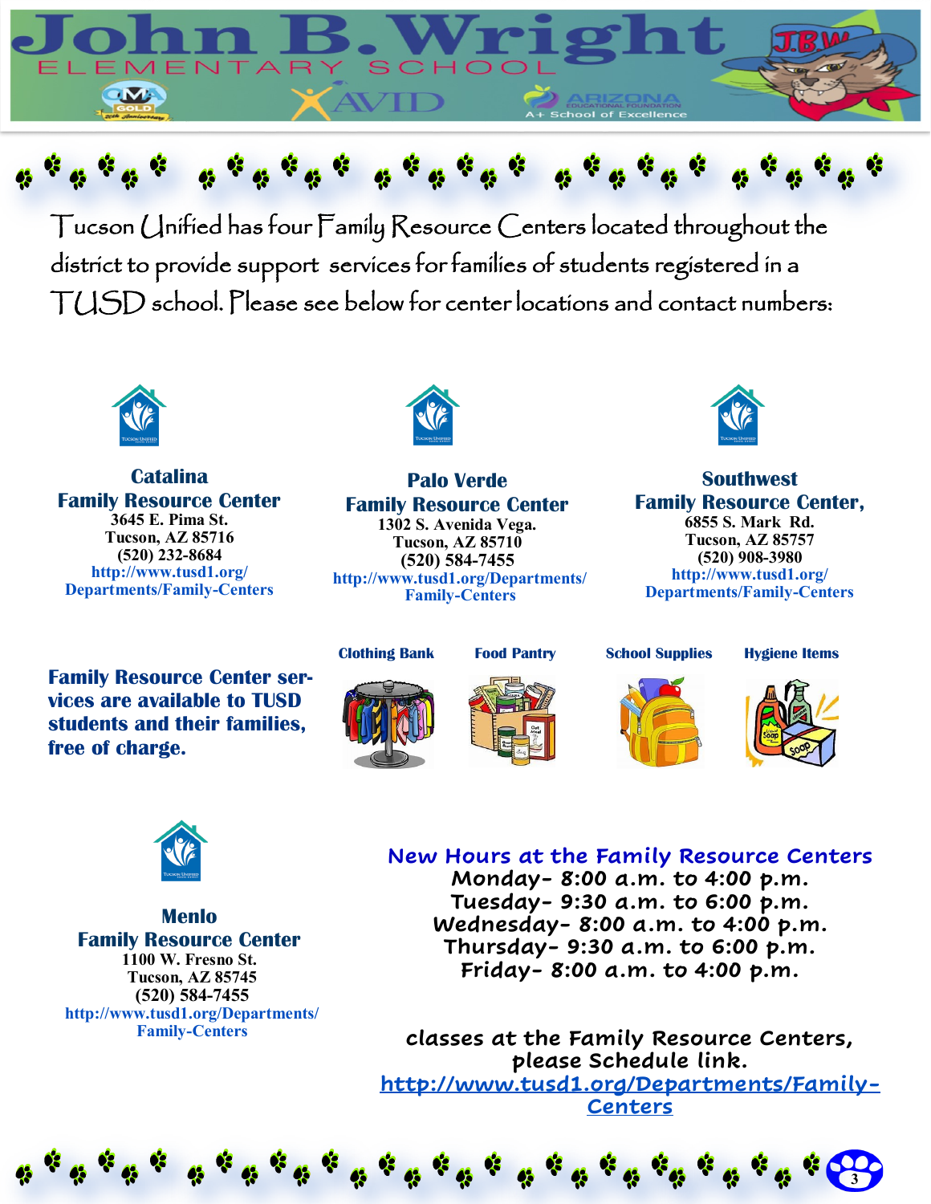# John B. Wright

ELEMENTARY SCHOOL

A+ School of Excellence

Tucson Unified has four Family Resource Centers located throughout the district to provide support services for families of students registered in a TUSD school. Please see below for center locations and contact numbers:

**Catalina**
**Family Resource Center**
**3645 E. Pima St.**
**Tucson, AZ 85716**
**(520) 232-8684**
**http://www.tusd1.org/Departments/Family-Centers**

**Palo Verde**
**Family Resource Center**
**1302 S. Avenida Vega.**
**Tucson, AZ 85710**
**(520) 584-7455**
**http://www.tusd1.org/Departments/Family-Centers**

**Southwest**
**Family Resource Center,**
**6855 S. Mark Rd.**
**Tucson, AZ 85757**
**(520) 908-3980**
**http://www.tusd1.org/Departments/Family-Centers**

**Family Resource Center services are available to TUSD students and their families, free of charge.**

**Clothing Bank** | **Food Pantry** | **School Supplies** | **Hygiene Items**

**Menlo**
**Family Resource Center**
**1100 W. Fresno St.**
**Tucson, AZ 85745**
**(520) 584-7455**
**http://www.tusd1.org/Departments/Family-Centers**

**New Hours at the Family Resource Centers**
**Monday- 8:00 a.m. to 4:00 p.m.**
**Tuesday- 9:30 a.m. to 6:00 p.m.**
**Wednesday- 8:00 a.m. to 4:00 p.m.**
**Thursday- 9:30 a.m. to 6:00 p.m.**
**Friday- 8:00 a.m. to 4:00 p.m.**

**classes at the Family Resource Centers, please Schedule link.**
**http://www.tusd1.org/Departments/Family-Centers**